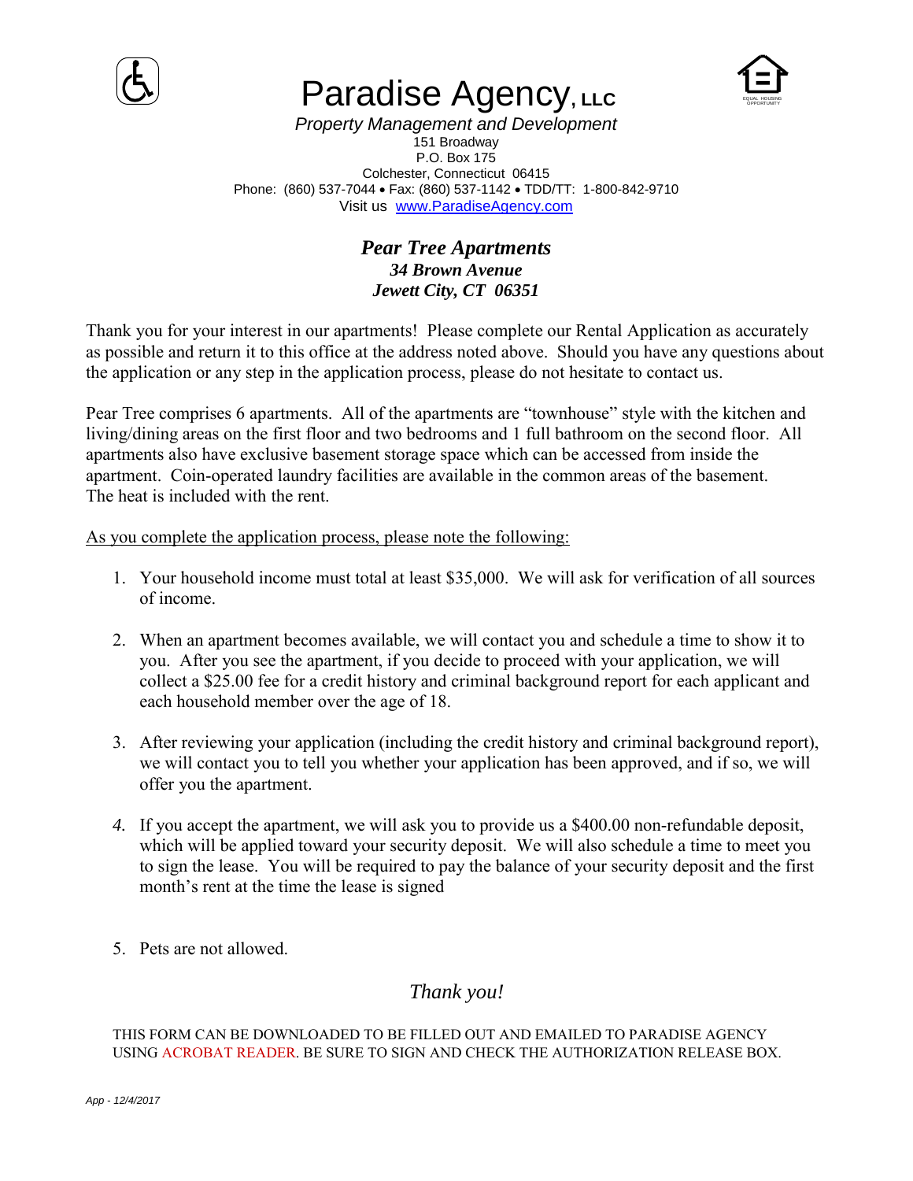# Paradise Agency, LLC

*Property Management and Development*

151 Broadway
P.O. Box 175
Colchester, Connecticut 06415
Phone: (860) 537-7044 • Fax: (860) 537-1142 • TDD/TT: 1-800-842-9710
Visit us [www.ParadiseAgency.com](http://www.ParadiseAgency.com)

## *Pear Tree Apartments*

***34 Brown Avenue***
***Jewett City, CT 06351***

Thank you for your interest in our apartments! Please complete our Rental Application as accurately as possible and return it to this office at the address noted above. Should you have any questions about the application or any step in the application process, please do not hesitate to contact us.

Pear Tree comprises 6 apartments. All of the apartments are "townhouse" style with the kitchen and living/dining areas on the first floor and two bedrooms and 1 full bathroom on the second floor. All apartments also have exclusive basement storage space which can be accessed from inside the apartment. Coin-operated laundry facilities are available in the common areas of the basement. The heat is included with the rent.

<u>As you complete the application process, please note the following:</u>

1. Your household income must total at least $35,000. We will ask for verification of all sources of income.

2. When an apartment becomes available, we will contact you and schedule a time to show it to you. After you see the apartment, if you decide to proceed with your application, we will collect a $25.00 fee for a credit history and criminal background report for each applicant and each household member over the age of 18.

3. After reviewing your application (including the credit history and criminal background report), we will contact you to tell you whether your application has been approved, and if so, we will offer you the apartment.

4. If you accept the apartment, we will ask you to provide us a $400.00 non-refundable deposit, which will be applied toward your security deposit. We will also schedule a time to meet you to sign the lease. You will be required to pay the balance of your security deposit and the first month's rent at the time the lease is signed

5. Pets are not allowed.

*Thank you!*

THIS FORM CAN BE DOWNLOADED TO BE FILLED OUT AND EMAILED TO PARADISE AGENCY USING ACROBAT READER. BE SURE TO SIGN AND CHECK THE AUTHORIZATION RELEASE BOX.

*App - 12/4/2017*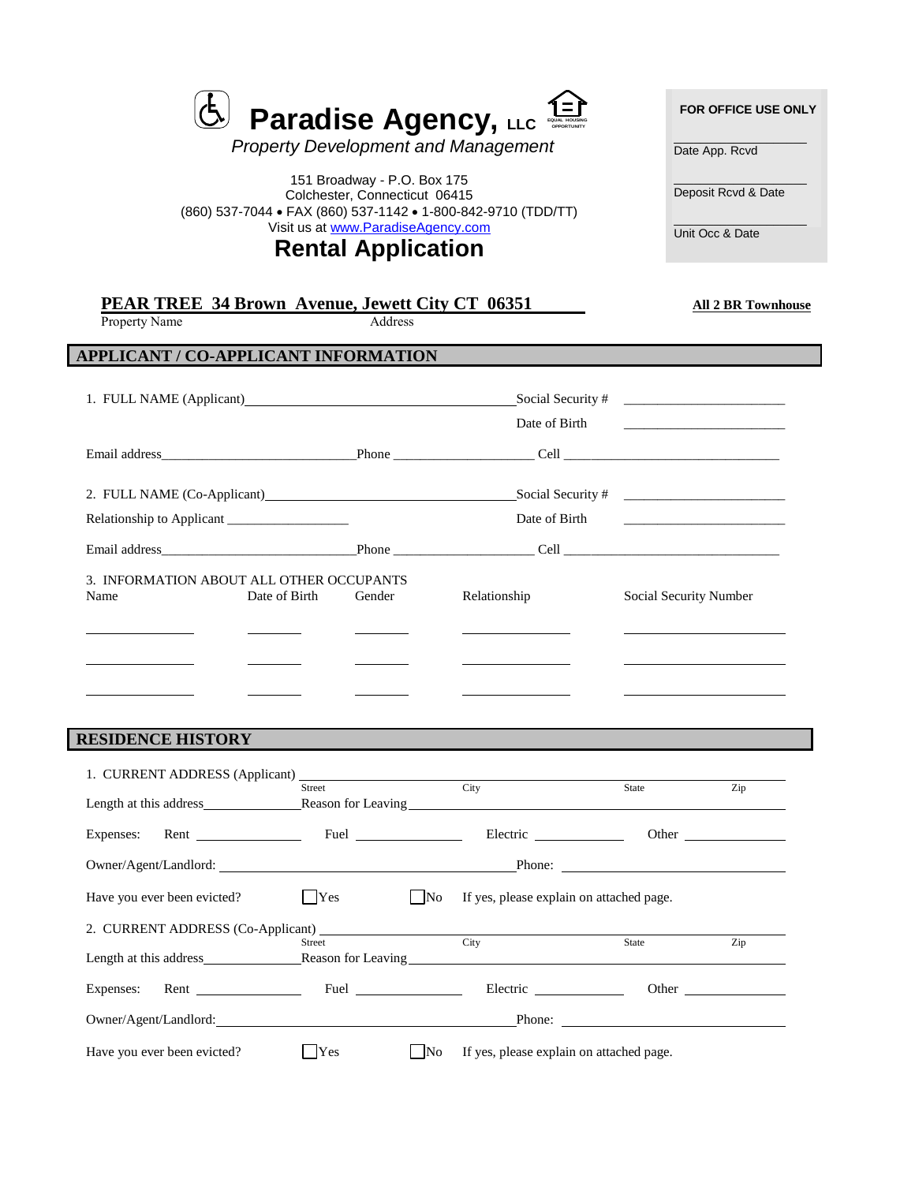# Paradise Agency, LLC

*Property Development and Management*

151 Broadway - P.O. Box 175
Colchester, Connecticut 06415
(860) 537-7044 • FAX (860) 537-1142 • 1-800-842-9710 (TDD/TT)
Visit us at [www.ParadiseAgency.com](http://www.ParadiseAgency.com)

## Rental Application

**FOR OFFICE USE ONLY**

Date App. Rcvd ____________

Deposit Rcvd & Date ____________

Unit Occ & Date ____________

**PEAR TREE 34 Brown Avenue, Jewett City CT 06351** **All 2 BR Townhouse**

Property Name Address

## APPLICANT / CO-APPLICANT INFORMATION

1. FULL NAME (Applicant) ______________________ Social Security # ______________________

Date of Birth ______________________

Email address ______________________ Phone ______________________ Cell ______________________

2. FULL NAME (Co-Applicant) ______________________ Social Security # ______________________

Relationship to Applicant ______________________ Date of Birth ______________________

Email address ______________________ Phone ______________________ Cell ______________________

3. INFORMATION ABOUT ALL OTHER OCCUPANTS

| Name | Date of Birth | Gender | Relationship | Social Security Number |
|---|---|---|---|---|
| | | | | |
| | | | | |
| | | | | |

## RESIDENCE HISTORY

1. CURRENT ADDRESS (Applicant) ______________________

Street City State Zip

Length at this address ______________ Reason for Leaving ______________________

Expenses: Rent ______________ Fuel ______________ Electric ______________ Other ______________

Owner/Agent/Landlord: ______________________ Phone: ______________________

Have you ever been evicted? ☐ Yes ☐ No If yes, please explain on attached page.

2. CURRENT ADDRESS (Co-Applicant) ______________________

Street City State Zip

Length at this address ______________ Reason for Leaving ______________________

Expenses: Rent ______________ Fuel ______________ Electric ______________ Other ______________

Owner/Agent/Landlord: ______________________ Phone: ______________________

Have you ever been evicted? ☐ Yes ☐ No If yes, please explain on attached page.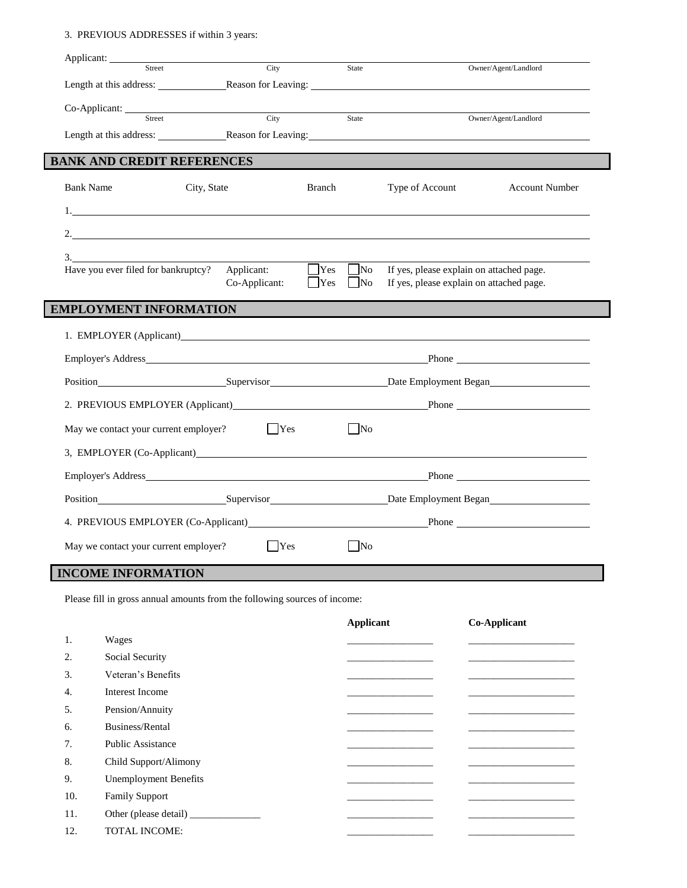3. PREVIOUS ADDRESSES if within 3 years:

Applicant: ______________________________________________________________________
Street City State Owner/Agent/Landlord

Length at this address: ____________ Reason for Leaving: ____________________________________

Co-Applicant: ___________________________________________________________________
Street City State Owner/Agent/Landlord

Length at this address: ____________ Reason for Leaving: ____________________________________

## BANK AND CREDIT REFERENCES

| Bank Name | City, State | Branch | Type of Account | Account Number |
|---|---|---|---|---|
| 1. | | | | |
| 2. | | | | |
| 3. | | | | |

Have you ever filed for bankruptcy?
Applicant: ☐ Yes ☐ No If yes, please explain on attached page.
Co-Applicant: ☐ Yes ☐ No If yes, please explain on attached page.

## EMPLOYMENT INFORMATION

1. EMPLOYER (Applicant) ____________________________________________________________

Employer's Address ______________________________________ Phone ____________________

Position ____________________ Supervisor ____________________ Date Employment Began ____________

2. PREVIOUS EMPLOYER (Applicant) ______________________________ Phone ____________________

May we contact your current employer? ☐ Yes ☐ No

3, EMPLOYER (Co-Applicant) ______________________________________________________

Employer's Address ______________________________________ Phone ____________________

Position ____________________ Supervisor ____________________ Date Employment Began ____________

4. PREVIOUS EMPLOYER (Co-Applicant) ____________________________ Phone ____________________

May we contact your current employer? ☐ Yes ☐ No

## INCOME INFORMATION

Please fill in gross annual amounts from the following sources of income:

| | | **Applicant** | **Co-Applicant** |
|---|---|---|---|
| 1. | Wages | ________________ | ____________________ |
| 2. | Social Security | ________________ | ____________________ |
| 3. | Veteran's Benefits | ________________ | ____________________ |
| 4. | Interest Income | ________________ | ____________________ |
| 5. | Pension/Annuity | ________________ | ____________________ |
| 6. | Business/Rental | ________________ | ____________________ |
| 7. | Public Assistance | ________________ | ____________________ |
| 8. | Child Support/Alimony | ________________ | ____________________ |
| 9. | Unemployment Benefits | ________________ | ____________________ |
| 10. | Family Support | ________________ | ____________________ |
| 11. | Other (please detail) ______________ | ________________ | ____________________ |
| 12. | TOTAL INCOME: | ________________ | ____________________ |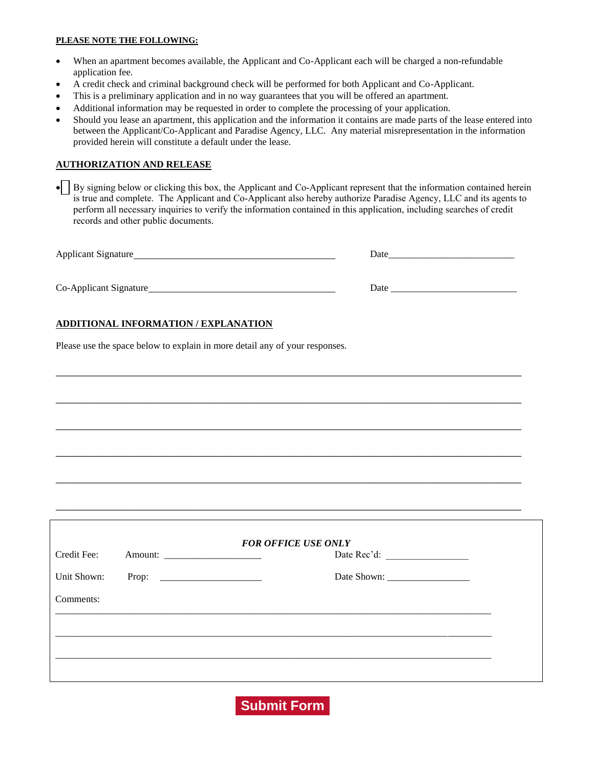**PLEASE NOTE THE FOLLOWING:**

- When an apartment becomes available, the Applicant and Co-Applicant each will be charged a non-refundable application fee.
- A credit check and criminal background check will be performed for both Applicant and Co-Applicant.
- This is a preliminary application and in no way guarantees that you will be offered an apartment.
- Additional information may be requested in order to complete the processing of your application.
- Should you lease an apartment, this application and the information it contains are made parts of the lease entered into between the Applicant/Co-Applicant and Paradise Agency, LLC. Any material misrepresentation in the information provided herein will constitute a default under the lease.

**AUTHORIZATION AND RELEASE**

- ☐ By signing below or clicking this box, the Applicant and Co-Applicant represent that the information contained herein is true and complete. The Applicant and Co-Applicant also hereby authorize Paradise Agency, LLC and its agents to perform all necessary inquiries to verify the information contained in this application, including searches of credit records and other public documents.

Applicant Signature_________________________________________ Date__________________________

Co-Applicant Signature______________________________________ Date __________________________

**ADDITIONAL INFORMATION / EXPLANATION**

Please use the space below to explain in more detail any of your responses.

______________________________________________________________________________________

______________________________________________________________________________________

______________________________________________________________________________________

______________________________________________________________________________________

______________________________________________________________________________________

______________________________________________________________________________________

***FOR OFFICE USE ONLY***

Credit Fee: Amount: ____________________ Date Rec'd: _________________

Unit Shown: Prop: _____________________ Date Shown: _________________

Comments:

______________________________________________________________________________________

______________________________________________________________________________________

______________________________________________________________________________________

Submit Form